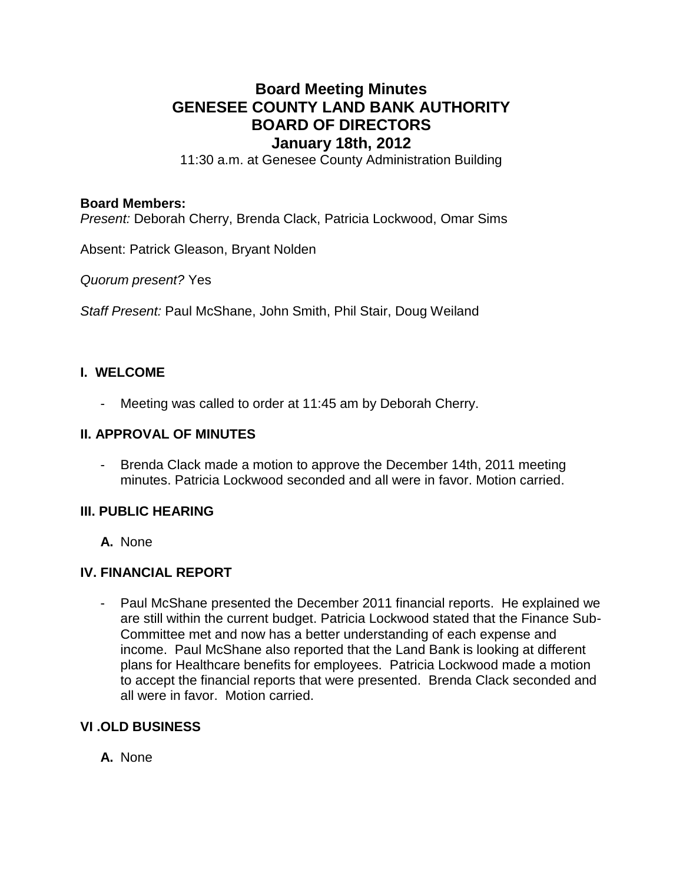# Board Meeting Minutes
# GENESEE COUNTY LAND BANK AUTHORITY
# BOARD OF DIRECTORS
# January 18th, 2012

11:30 a.m. at Genesee County Administration Building

**Board Members:**
*Present:* Deborah Cherry, Brenda Clack, Patricia Lockwood, Omar Sims

Absent: Patrick Gleason, Bryant Nolden

*Quorum present?* Yes

*Staff Present:* Paul McShane, John Smith, Phil Stair, Doug Weiland

## I. WELCOME

- Meeting was called to order at 11:45 am by Deborah Cherry.

## II. APPROVAL OF MINUTES

- Brenda Clack made a motion to approve the December 14th, 2011 meeting minutes. Patricia Lockwood seconded and all were in favor. Motion carried.

## III. PUBLIC HEARING

**A.** None

## IV. FINANCIAL REPORT

- Paul McShane presented the December 2011 financial reports. He explained we are still within the current budget. Patricia Lockwood stated that the Finance Sub-Committee met and now has a better understanding of each expense and income. Paul McShane also reported that the Land Bank is looking at different plans for Healthcare benefits for employees. Patricia Lockwood made a motion to accept the financial reports that were presented. Brenda Clack seconded and all were in favor. Motion carried.

## VI .OLD BUSINESS

**A.** None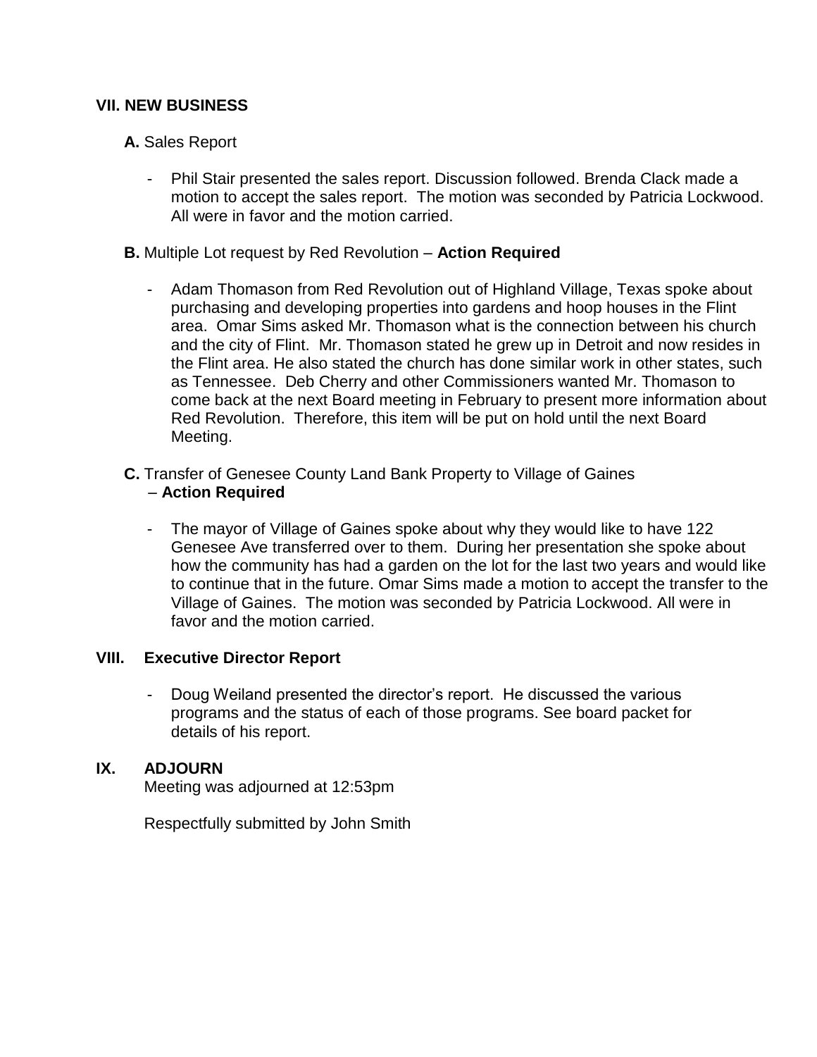## VII. NEW BUSINESS

**A.** Sales Report

- Phil Stair presented the sales report. Discussion followed. Brenda Clack made a motion to accept the sales report. The motion was seconded by Patricia Lockwood. All were in favor and the motion carried.

**B.** Multiple Lot request by Red Revolution – **Action Required**

- Adam Thomason from Red Revolution out of Highland Village, Texas spoke about purchasing and developing properties into gardens and hoop houses in the Flint area. Omar Sims asked Mr. Thomason what is the connection between his church and the city of Flint. Mr. Thomason stated he grew up in Detroit and now resides in the Flint area. He also stated the church has done similar work in other states, such as Tennessee. Deb Cherry and other Commissioners wanted Mr. Thomason to come back at the next Board meeting in February to present more information about Red Revolution. Therefore, this item will be put on hold until the next Board Meeting.

**C.** Transfer of Genesee County Land Bank Property to Village of Gaines – **Action Required**

- The mayor of Village of Gaines spoke about why they would like to have 122 Genesee Ave transferred over to them. During her presentation she spoke about how the community has had a garden on the lot for the last two years and would like to continue that in the future. Omar Sims made a motion to accept the transfer to the Village of Gaines. The motion was seconded by Patricia Lockwood. All were in favor and the motion carried.

## VIII. Executive Director Report

- Doug Weiland presented the director's report. He discussed the various programs and the status of each of those programs. See board packet for details of his report.

## IX. ADJOURN

Meeting was adjourned at 12:53pm

Respectfully submitted by John Smith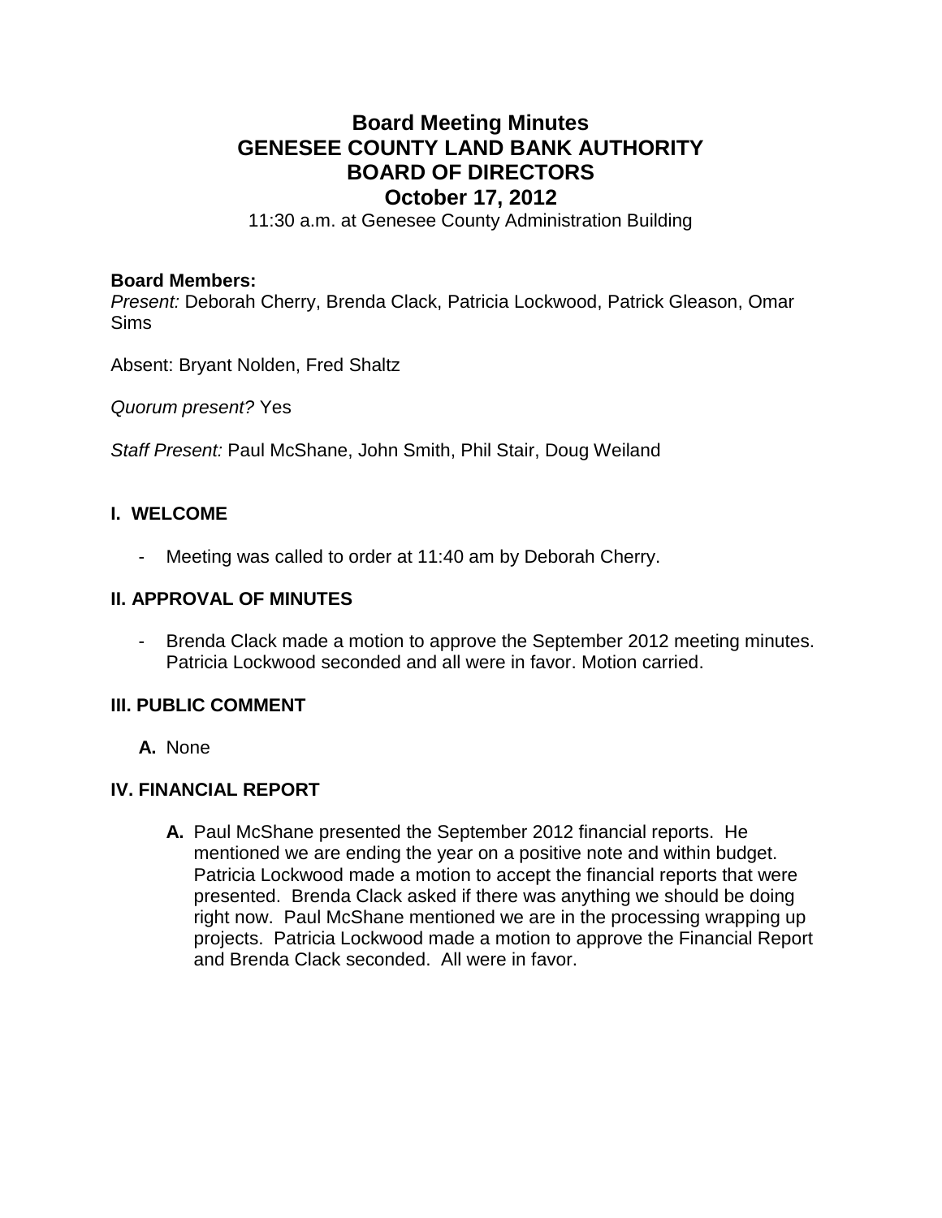# Board Meeting Minutes
# GENESEE COUNTY LAND BANK AUTHORITY
# BOARD OF DIRECTORS
# October 17, 2012

11:30 a.m. at Genesee County Administration Building

**Board Members:**

*Present:* Deborah Cherry, Brenda Clack, Patricia Lockwood, Patrick Gleason, Omar Sims

Absent: Bryant Nolden, Fred Shaltz

*Quorum present?* Yes

*Staff Present:* Paul McShane, John Smith, Phil Stair, Doug Weiland

## I. WELCOME

- Meeting was called to order at 11:40 am by Deborah Cherry.

## II. APPROVAL OF MINUTES

- Brenda Clack made a motion to approve the September 2012 meeting minutes. Patricia Lockwood seconded and all were in favor. Motion carried.

## III. PUBLIC COMMENT

**A.** None

## IV. FINANCIAL REPORT

**A.** Paul McShane presented the September 2012 financial reports. He mentioned we are ending the year on a positive note and within budget. Patricia Lockwood made a motion to accept the financial reports that were presented. Brenda Clack asked if there was anything we should be doing right now. Paul McShane mentioned we are in the processing wrapping up projects. Patricia Lockwood made a motion to approve the Financial Report and Brenda Clack seconded. All were in favor.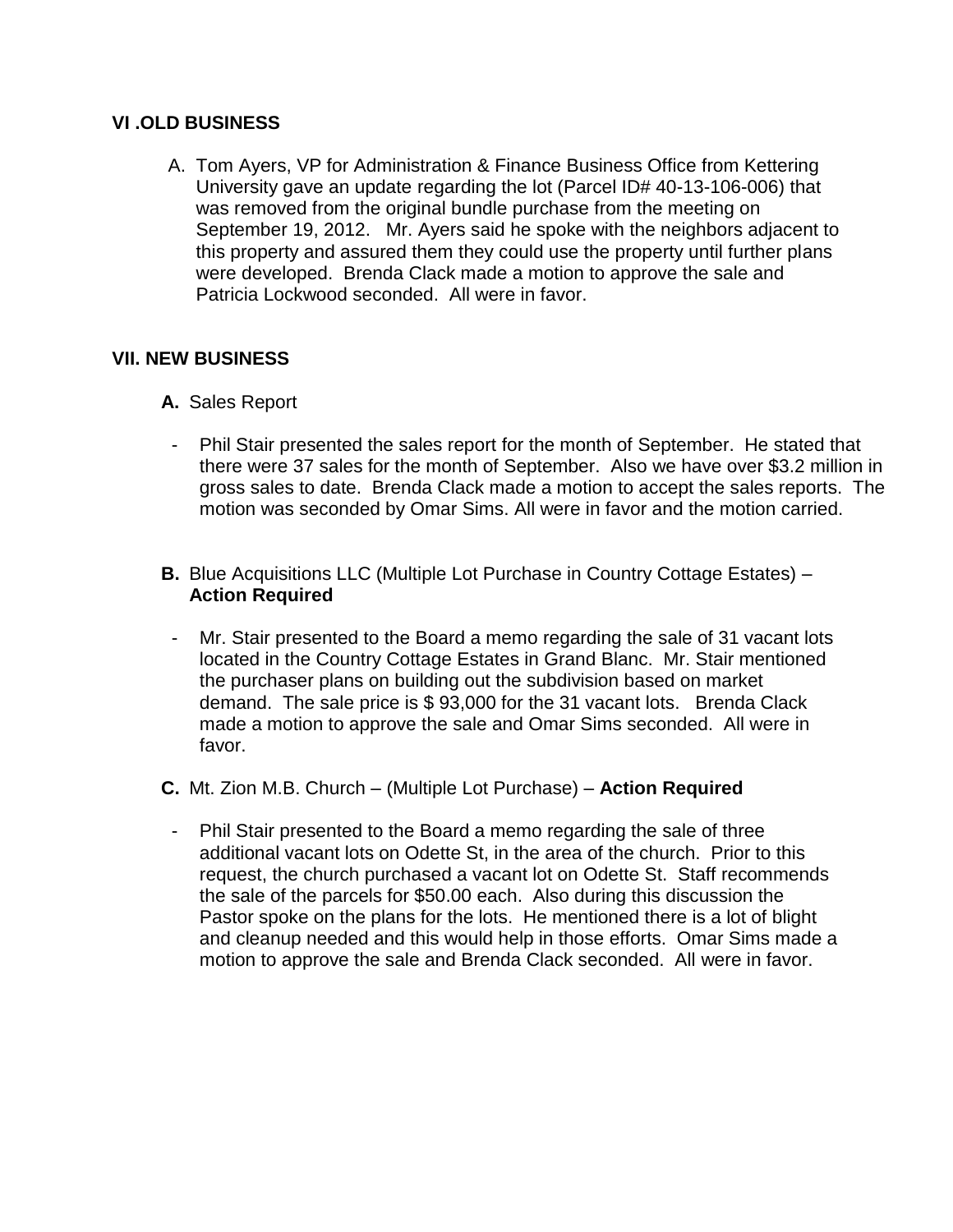## VI .OLD BUSINESS

A. Tom Ayers, VP for Administration & Finance Business Office from Kettering University gave an update regarding the lot (Parcel ID# 40-13-106-006) that was removed from the original bundle purchase from the meeting on September 19, 2012. Mr. Ayers said he spoke with the neighbors adjacent to this property and assured them they could use the property until further plans were developed. Brenda Clack made a motion to approve the sale and Patricia Lockwood seconded. All were in favor.

## VII. NEW BUSINESS

**A.** Sales Report

- Phil Stair presented the sales report for the month of September. He stated that there were 37 sales for the month of September. Also we have over $3.2 million in gross sales to date. Brenda Clack made a motion to accept the sales reports. The motion was seconded by Omar Sims. All were in favor and the motion carried.

**B.** Blue Acquisitions LLC (Multiple Lot Purchase in Country Cottage Estates) – **Action Required**

- Mr. Stair presented to the Board a memo regarding the sale of 31 vacant lots located in the Country Cottage Estates in Grand Blanc. Mr. Stair mentioned the purchaser plans on building out the subdivision based on market demand. The sale price is $ 93,000 for the 31 vacant lots. Brenda Clack made a motion to approve the sale and Omar Sims seconded. All were in favor.

**C.** Mt. Zion M.B. Church – (Multiple Lot Purchase) – **Action Required**

- Phil Stair presented to the Board a memo regarding the sale of three additional vacant lots on Odette St, in the area of the church. Prior to this request, the church purchased a vacant lot on Odette St. Staff recommends the sale of the parcels for $50.00 each. Also during this discussion the Pastor spoke on the plans for the lots. He mentioned there is a lot of blight and cleanup needed and this would help in those efforts. Omar Sims made a motion to approve the sale and Brenda Clack seconded. All were in favor.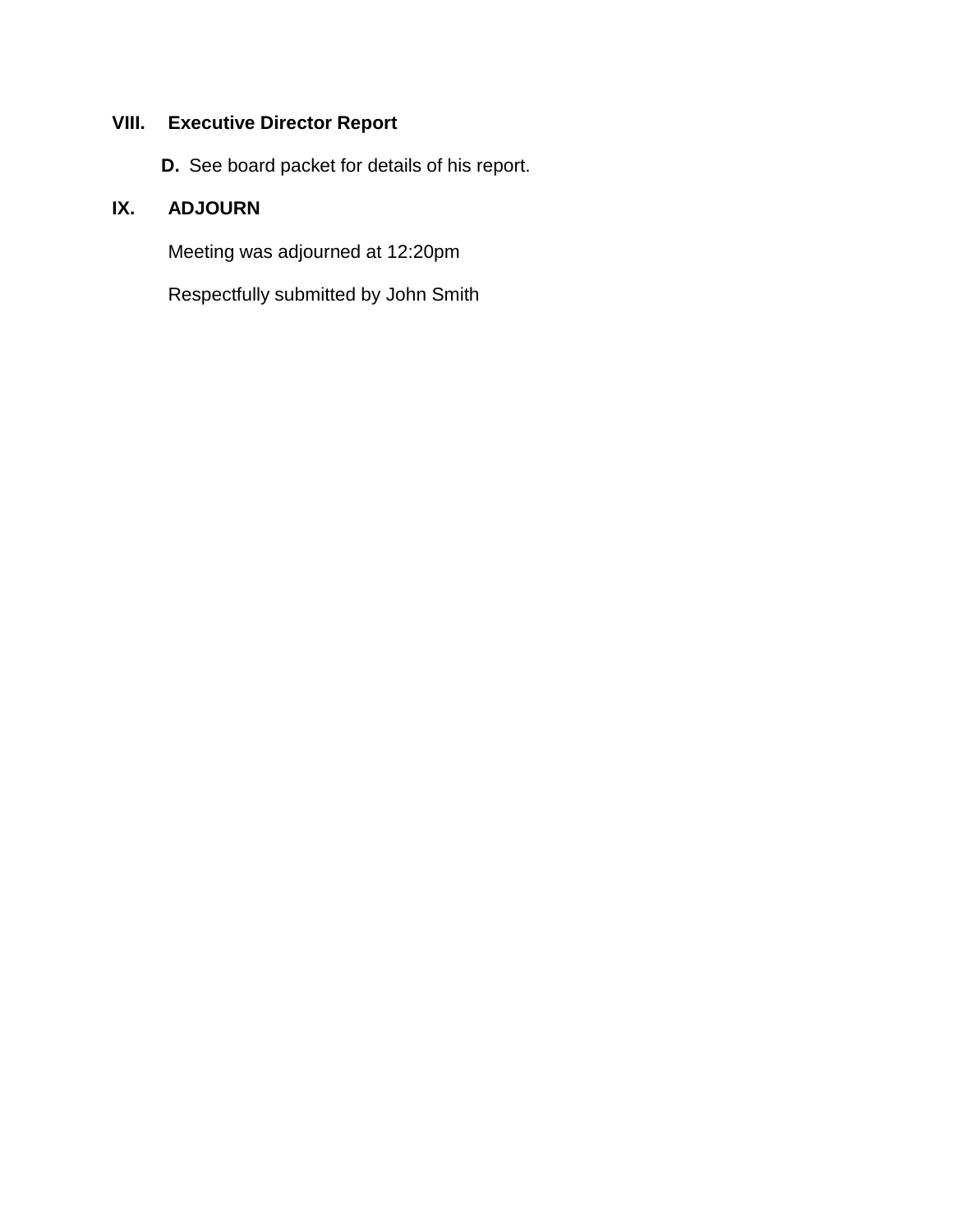## VIII. Executive Director Report

**D.** See board packet for details of his report.

## IX. ADJOURN

Meeting was adjourned at 12:20pm

Respectfully submitted by John Smith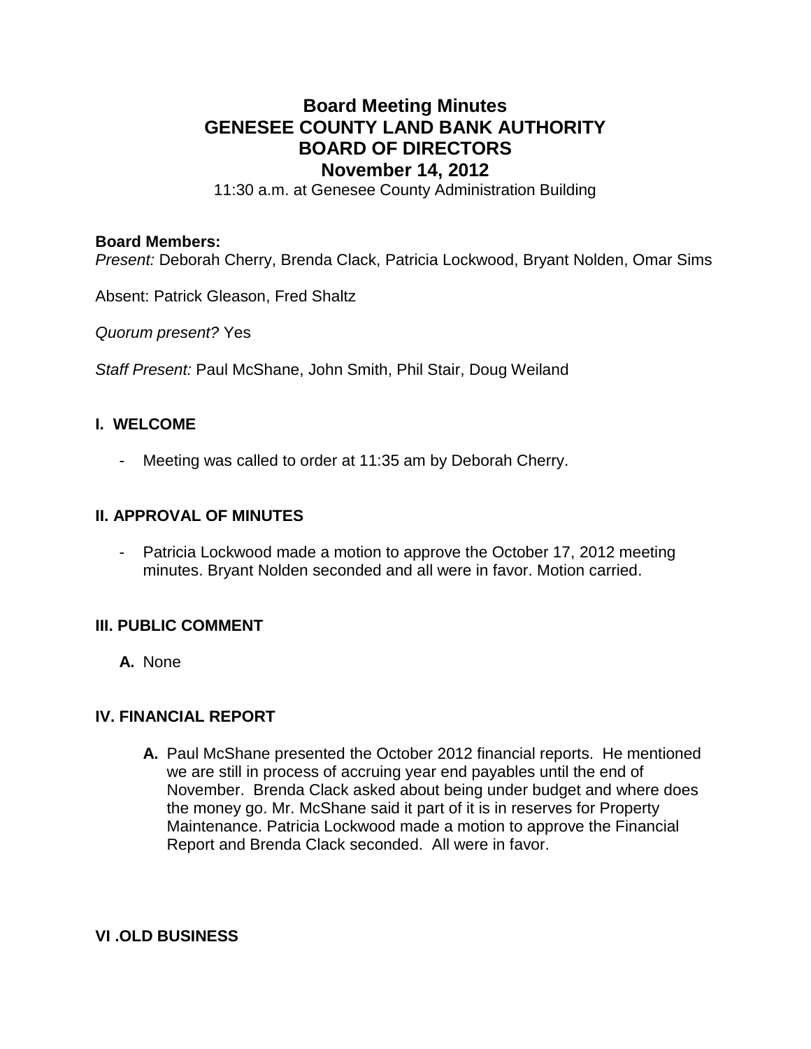# Board Meeting Minutes
# GENESEE COUNTY LAND BANK AUTHORITY
# BOARD OF DIRECTORS
# November 14, 2012

11:30 a.m. at Genesee County Administration Building

**Board Members:**

*Present:* Deborah Cherry, Brenda Clack, Patricia Lockwood, Bryant Nolden, Omar Sims

Absent: Patrick Gleason, Fred Shaltz

*Quorum present?* Yes

*Staff Present:* Paul McShane, John Smith, Phil Stair, Doug Weiland

## I. WELCOME

- Meeting was called to order at 11:35 am by Deborah Cherry.

## II. APPROVAL OF MINUTES

- Patricia Lockwood made a motion to approve the October 17, 2012 meeting minutes. Bryant Nolden seconded and all were in favor. Motion carried.

## III. PUBLIC COMMENT

**A.** None

## IV. FINANCIAL REPORT

**A.** Paul McShane presented the October 2012 financial reports. He mentioned we are still in process of accruing year end payables until the end of November. Brenda Clack asked about being under budget and where does the money go. Mr. McShane said it part of it is in reserves for Property Maintenance. Patricia Lockwood made a motion to approve the Financial Report and Brenda Clack seconded. All were in favor.

## VI .OLD BUSINESS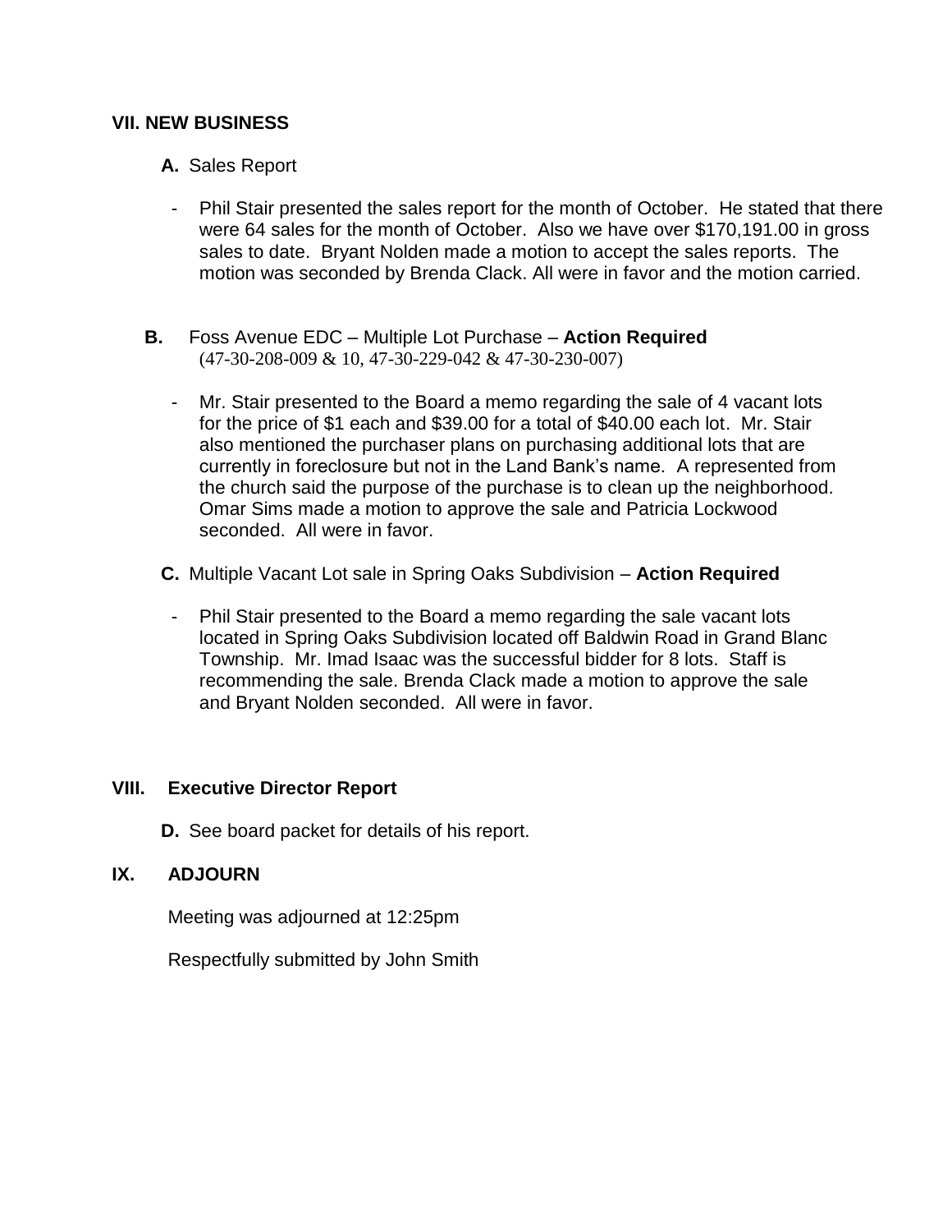## VII. NEW BUSINESS

**A.** Sales Report

- Phil Stair presented the sales report for the month of October. He stated that there were 64 sales for the month of October. Also we have over $170,191.00 in gross sales to date. Bryant Nolden made a motion to accept the sales reports. The motion was seconded by Brenda Clack. All were in favor and the motion carried.

**B.** Foss Avenue EDC – Multiple Lot Purchase – **Action Required**
(47-30-208-009 & 10, 47-30-229-042 & 47-30-230-007)

- Mr. Stair presented to the Board a memo regarding the sale of 4 vacant lots for the price of $1 each and $39.00 for a total of $40.00 each lot. Mr. Stair also mentioned the purchaser plans on purchasing additional lots that are currently in foreclosure but not in the Land Bank's name. A represented from the church said the purpose of the purchase is to clean up the neighborhood. Omar Sims made a motion to approve the sale and Patricia Lockwood seconded. All were in favor.

**C.** Multiple Vacant Lot sale in Spring Oaks Subdivision – **Action Required**

- Phil Stair presented to the Board a memo regarding the sale vacant lots located in Spring Oaks Subdivision located off Baldwin Road in Grand Blanc Township. Mr. Imad Isaac was the successful bidder for 8 lots. Staff is recommending the sale. Brenda Clack made a motion to approve the sale and Bryant Nolden seconded. All were in favor.

## VIII. Executive Director Report

**D.** See board packet for details of his report.

## IX. ADJOURN

Meeting was adjourned at 12:25pm

Respectfully submitted by John Smith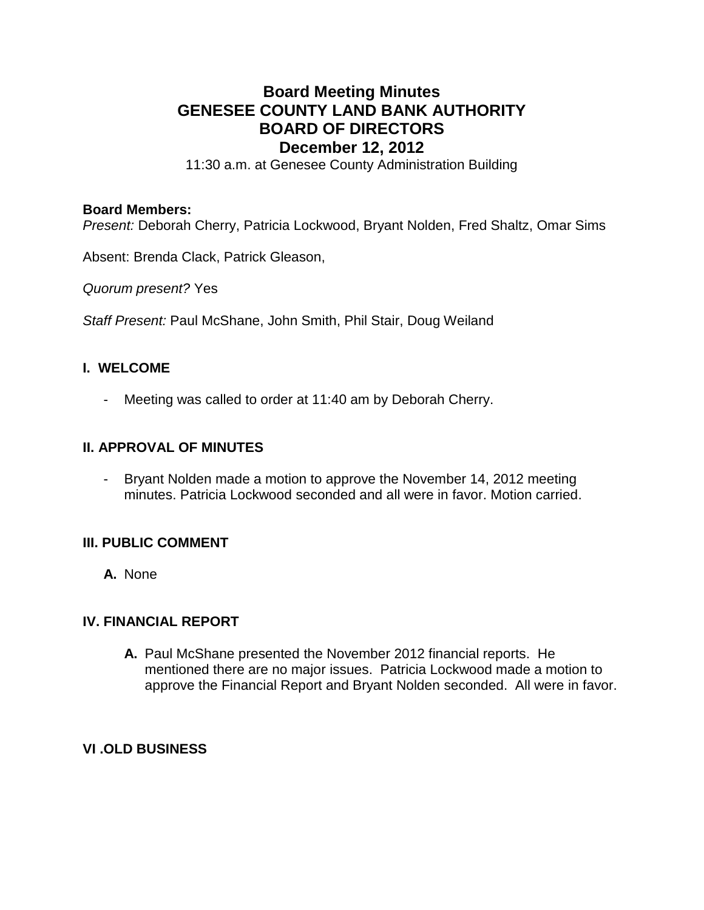# Board Meeting Minutes
# GENESEE COUNTY LAND BANK AUTHORITY
# BOARD OF DIRECTORS
# December 12, 2012

11:30 a.m. at Genesee County Administration Building

**Board Members:**

*Present:* Deborah Cherry, Patricia Lockwood, Bryant Nolden, Fred Shaltz, Omar Sims

Absent: Brenda Clack, Patrick Gleason,

*Quorum present?* Yes

*Staff Present:* Paul McShane, John Smith, Phil Stair, Doug Weiland

## I. WELCOME

- Meeting was called to order at 11:40 am by Deborah Cherry.

## II. APPROVAL OF MINUTES

- Bryant Nolden made a motion to approve the November 14, 2012 meeting minutes. Patricia Lockwood seconded and all were in favor. Motion carried.

## III. PUBLIC COMMENT

**A.** None

## IV. FINANCIAL REPORT

**A.** Paul McShane presented the November 2012 financial reports. He mentioned there are no major issues. Patricia Lockwood made a motion to approve the Financial Report and Bryant Nolden seconded. All were in favor.

## VI .OLD BUSINESS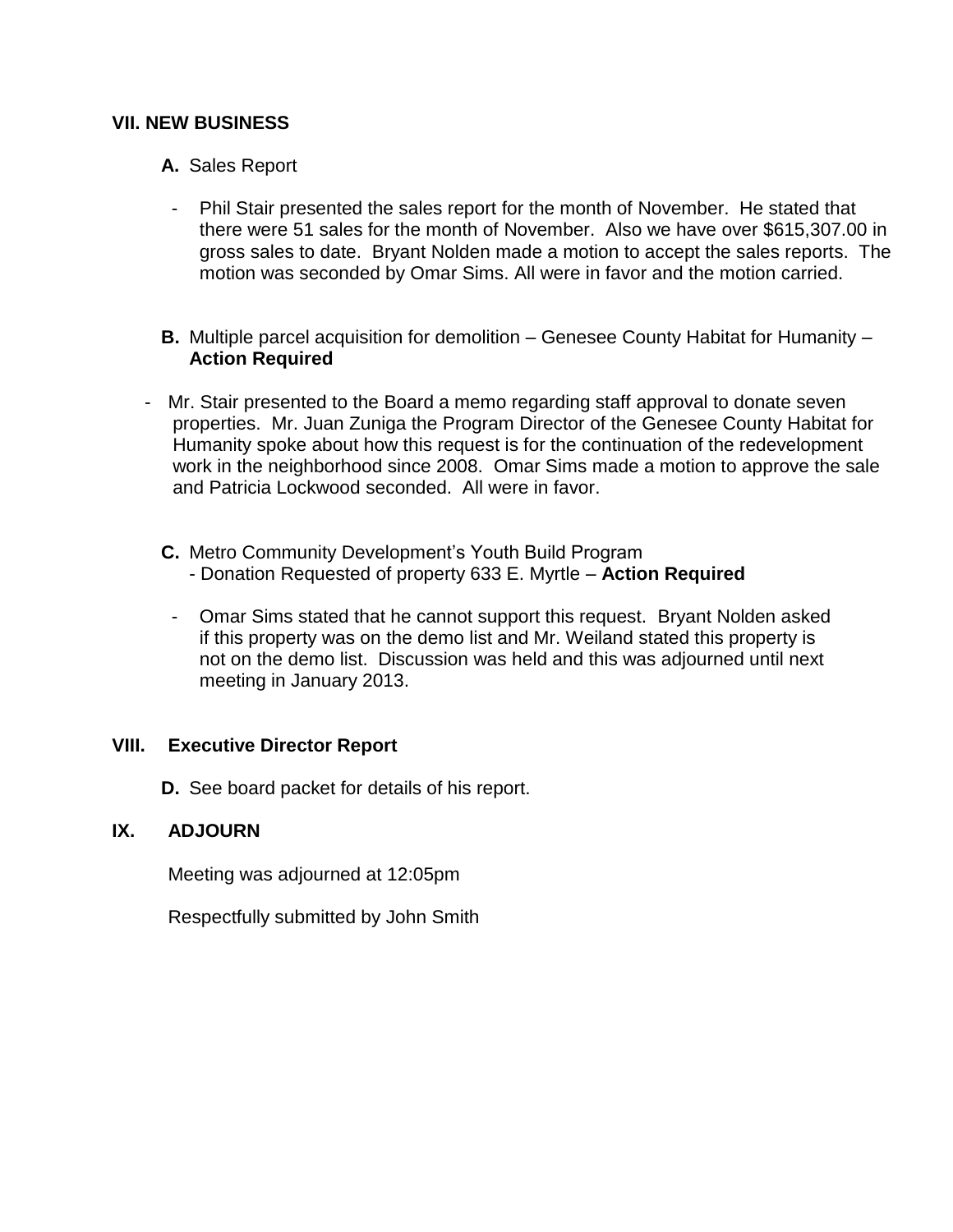## VII. NEW BUSINESS

**A.** Sales Report

- Phil Stair presented the sales report for the month of November. He stated that there were 51 sales for the month of November. Also we have over $615,307.00 in gross sales to date. Bryant Nolden made a motion to accept the sales reports. The motion was seconded by Omar Sims. All were in favor and the motion carried.

**B.** Multiple parcel acquisition for demolition – Genesee County Habitat for Humanity – **Action Required**

- Mr. Stair presented to the Board a memo regarding staff approval to donate seven properties. Mr. Juan Zuniga the Program Director of the Genesee County Habitat for Humanity spoke about how this request is for the continuation of the redevelopment work in the neighborhood since 2008. Omar Sims made a motion to approve the sale and Patricia Lockwood seconded. All were in favor.

**C.** Metro Community Development's Youth Build Program
- Donation Requested of property 633 E. Myrtle – **Action Required**

- Omar Sims stated that he cannot support this request. Bryant Nolden asked if this property was on the demo list and Mr. Weiland stated this property is not on the demo list. Discussion was held and this was adjourned until next meeting in January 2013.

## VIII. Executive Director Report

**D.** See board packet for details of his report.

## IX. ADJOURN

Meeting was adjourned at 12:05pm

Respectfully submitted by John Smith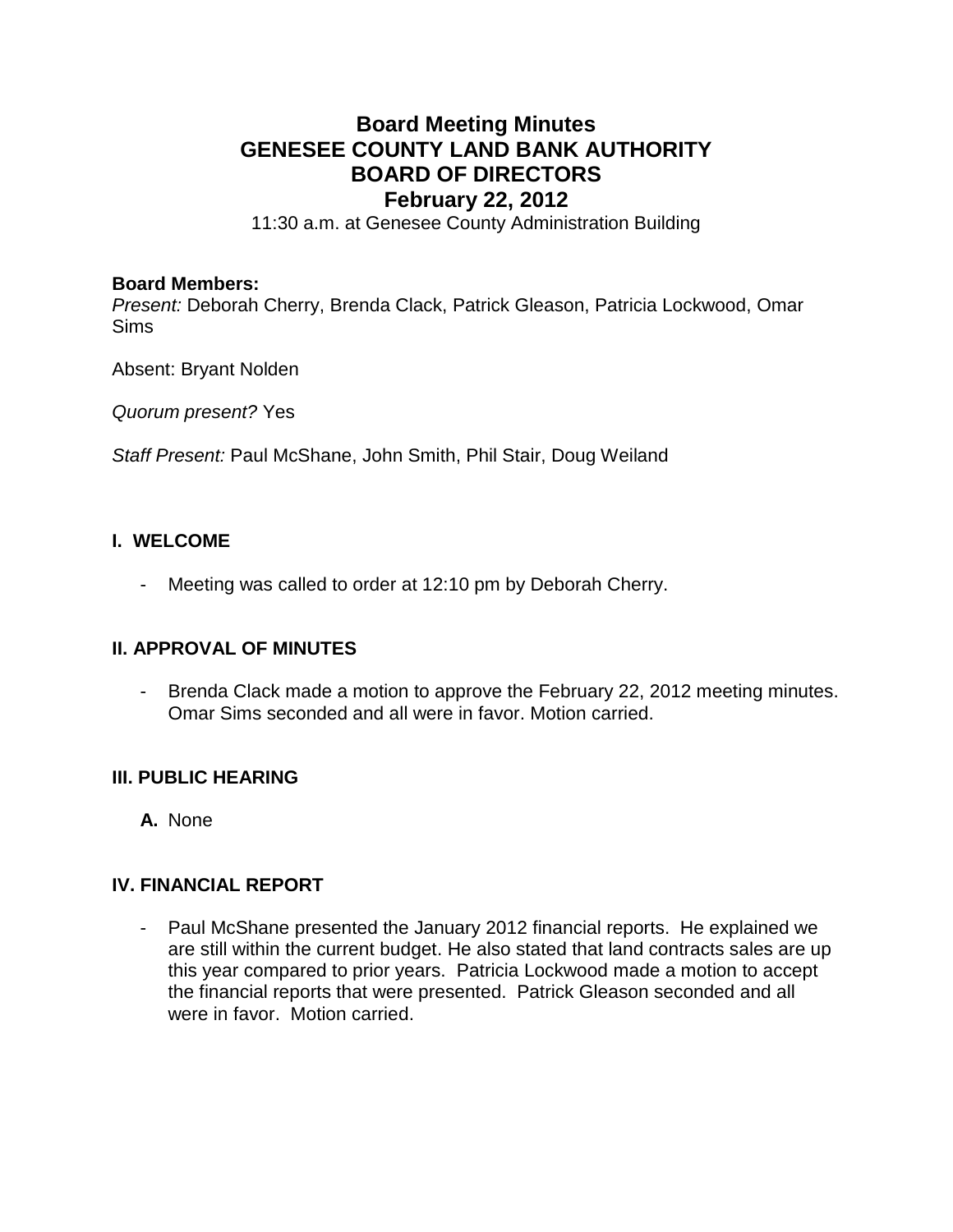# Board Meeting Minutes
# GENESEE COUNTY LAND BANK AUTHORITY
# BOARD OF DIRECTORS
# February 22, 2012

11:30 a.m. at Genesee County Administration Building

**Board Members:**
*Present:* Deborah Cherry, Brenda Clack, Patrick Gleason, Patricia Lockwood, Omar Sims

Absent: Bryant Nolden

*Quorum present?* Yes

*Staff Present:* Paul McShane, John Smith, Phil Stair, Doug Weiland

## I. WELCOME

- Meeting was called to order at 12:10 pm by Deborah Cherry.

## II. APPROVAL OF MINUTES

- Brenda Clack made a motion to approve the February 22, 2012 meeting minutes. Omar Sims seconded and all were in favor. Motion carried.

## III. PUBLIC HEARING

**A.** None

## IV. FINANCIAL REPORT

- Paul McShane presented the January 2012 financial reports. He explained we are still within the current budget. He also stated that land contracts sales are up this year compared to prior years. Patricia Lockwood made a motion to accept the financial reports that were presented. Patrick Gleason seconded and all were in favor. Motion carried.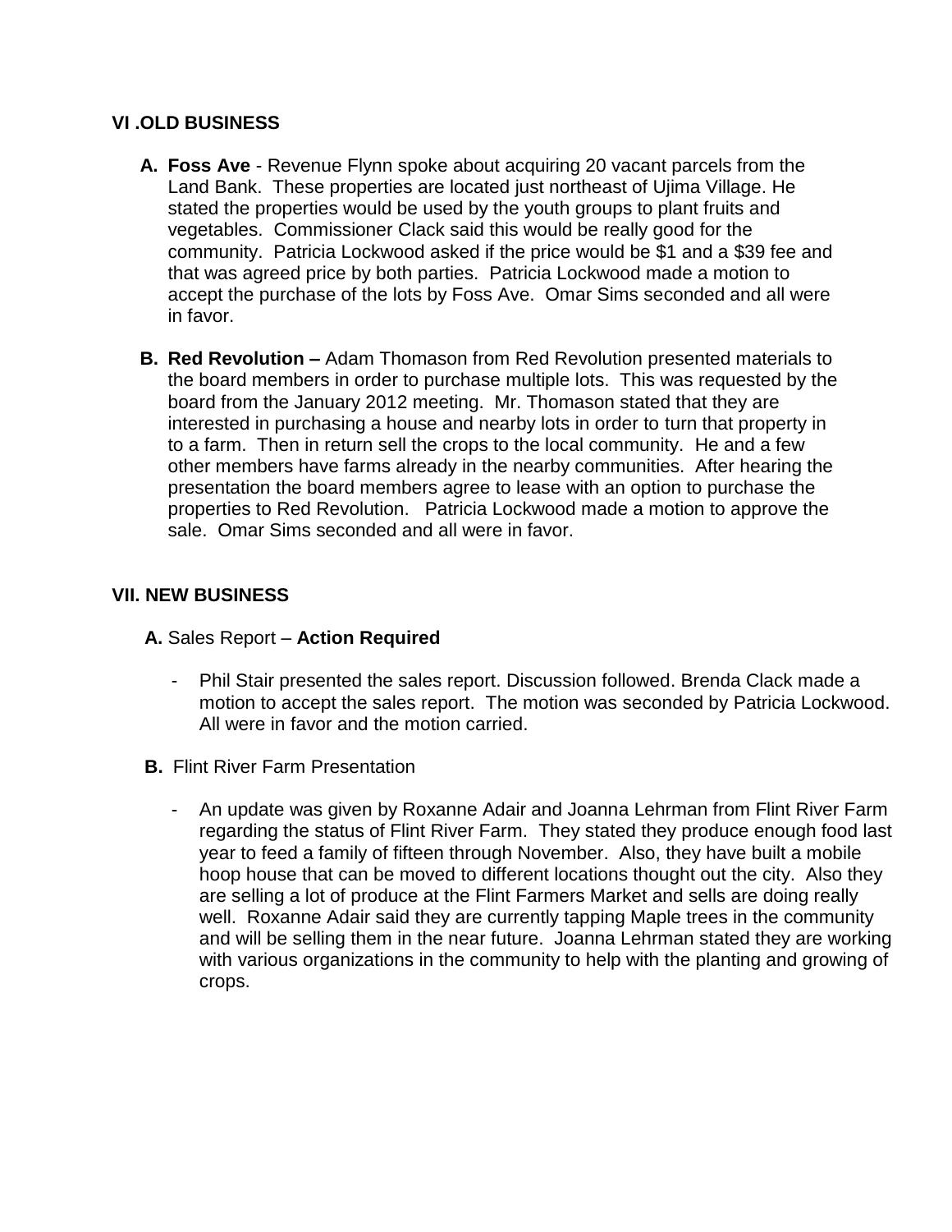## VI .OLD BUSINESS

A. **Foss Ave** - Revenue Flynn spoke about acquiring 20 vacant parcels from the Land Bank. These properties are located just northeast of Ujima Village. He stated the properties would be used by the youth groups to plant fruits and vegetables. Commissioner Clack said this would be really good for the community. Patricia Lockwood asked if the price would be $1 and a $39 fee and that was agreed price by both parties. Patricia Lockwood made a motion to accept the purchase of the lots by Foss Ave. Omar Sims seconded and all were in favor.

B. **Red Revolution –** Adam Thomason from Red Revolution presented materials to the board members in order to purchase multiple lots. This was requested by the board from the January 2012 meeting. Mr. Thomason stated that they are interested in purchasing a house and nearby lots in order to turn that property in to a farm. Then in return sell the crops to the local community. He and a few other members have farms already in the nearby communities. After hearing the presentation the board members agree to lease with an option to purchase the properties to Red Revolution. Patricia Lockwood made a motion to approve the sale. Omar Sims seconded and all were in favor.

## VII. NEW BUSINESS

**A.** Sales Report – **Action Required**

- Phil Stair presented the sales report. Discussion followed. Brenda Clack made a motion to accept the sales report. The motion was seconded by Patricia Lockwood. All were in favor and the motion carried.

**B.** Flint River Farm Presentation

- An update was given by Roxanne Adair and Joanna Lehrman from Flint River Farm regarding the status of Flint River Farm. They stated they produce enough food last year to feed a family of fifteen through November. Also, they have built a mobile hoop house that can be moved to different locations thought out the city. Also they are selling a lot of produce at the Flint Farmers Market and sells are doing really well. Roxanne Adair said they are currently tapping Maple trees in the community and will be selling them in the near future. Joanna Lehrman stated they are working with various organizations in the community to help with the planting and growing of crops.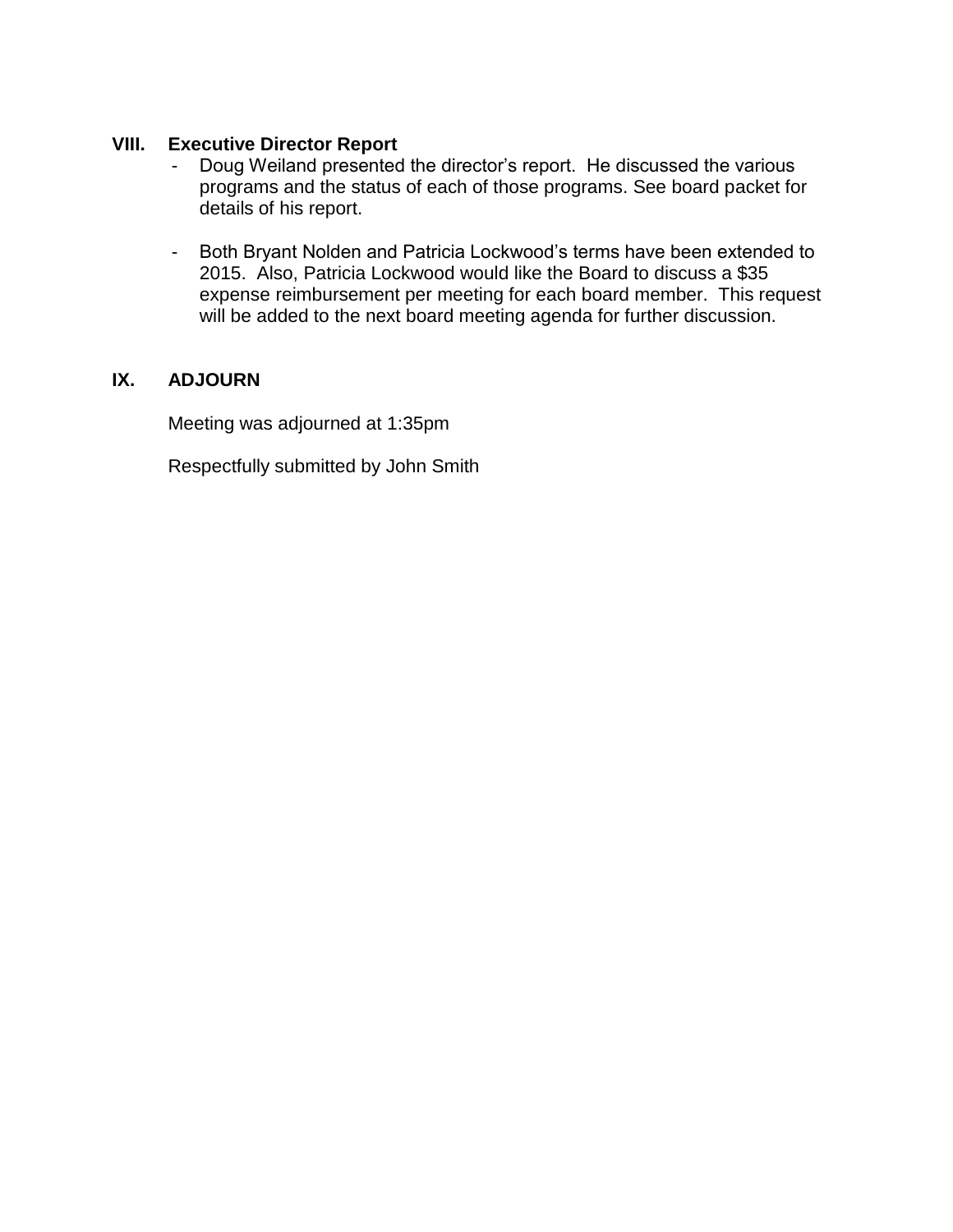## VIII. Executive Director Report

- Doug Weiland presented the director's report. He discussed the various programs and the status of each of those programs. See board packet for details of his report.

- Both Bryant Nolden and Patricia Lockwood's terms have been extended to 2015. Also, Patricia Lockwood would like the Board to discuss a $35 expense reimbursement per meeting for each board member. This request will be added to the next board meeting agenda for further discussion.

## IX. ADJOURN

Meeting was adjourned at 1:35pm

Respectfully submitted by John Smith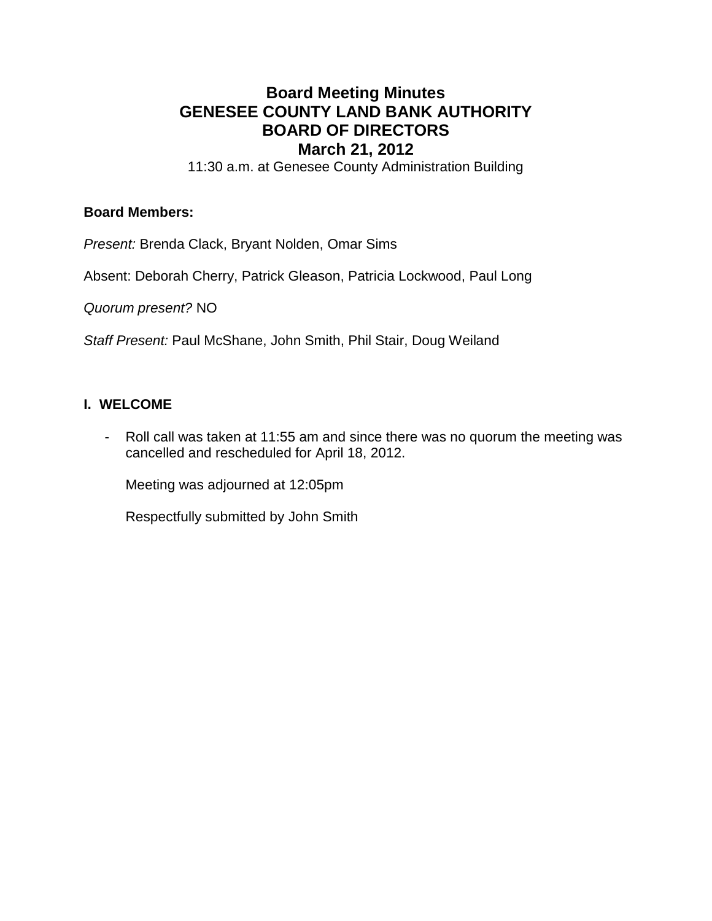# Board Meeting Minutes
# GENESEE COUNTY LAND BANK AUTHORITY
# BOARD OF DIRECTORS
# March 21, 2012

11:30 a.m. at Genesee County Administration Building

**Board Members:**

*Present:* Brenda Clack, Bryant Nolden, Omar Sims

Absent: Deborah Cherry, Patrick Gleason, Patricia Lockwood, Paul Long

*Quorum present?* NO

*Staff Present:* Paul McShane, John Smith, Phil Stair, Doug Weiland

## I. WELCOME

- Roll call was taken at 11:55 am and since there was no quorum the meeting was cancelled and rescheduled for April 18, 2012.

  Meeting was adjourned at 12:05pm

  Respectfully submitted by John Smith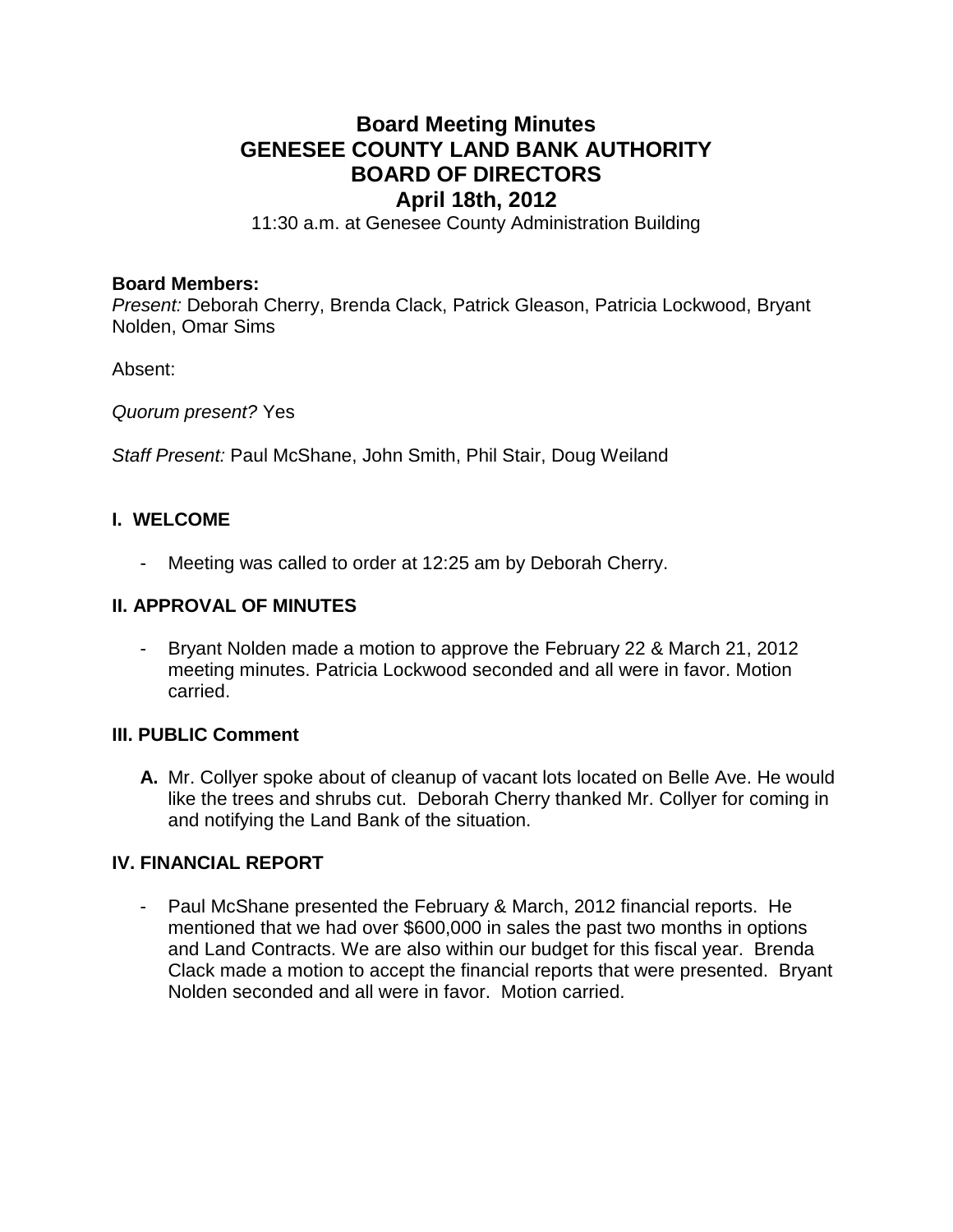# Board Meeting Minutes
# GENESEE COUNTY LAND BANK AUTHORITY
# BOARD OF DIRECTORS
# April 18th, 2012

11:30 a.m. at Genesee County Administration Building

**Board Members:**
*Present:* Deborah Cherry, Brenda Clack, Patrick Gleason, Patricia Lockwood, Bryant Nolden, Omar Sims

Absent:

*Quorum present?* Yes

*Staff Present:* Paul McShane, John Smith, Phil Stair, Doug Weiland

## I. WELCOME

- Meeting was called to order at 12:25 am by Deborah Cherry.

## II. APPROVAL OF MINUTES

- Bryant Nolden made a motion to approve the February 22 & March 21, 2012 meeting minutes. Patricia Lockwood seconded and all were in favor. Motion carried.

## III. PUBLIC Comment

**A.** Mr. Collyer spoke about of cleanup of vacant lots located on Belle Ave. He would like the trees and shrubs cut. Deborah Cherry thanked Mr. Collyer for coming in and notifying the Land Bank of the situation.

## IV. FINANCIAL REPORT

- Paul McShane presented the February & March, 2012 financial reports. He mentioned that we had over $600,000 in sales the past two months in options and Land Contracts. We are also within our budget for this fiscal year. Brenda Clack made a motion to accept the financial reports that were presented. Bryant Nolden seconded and all were in favor. Motion carried.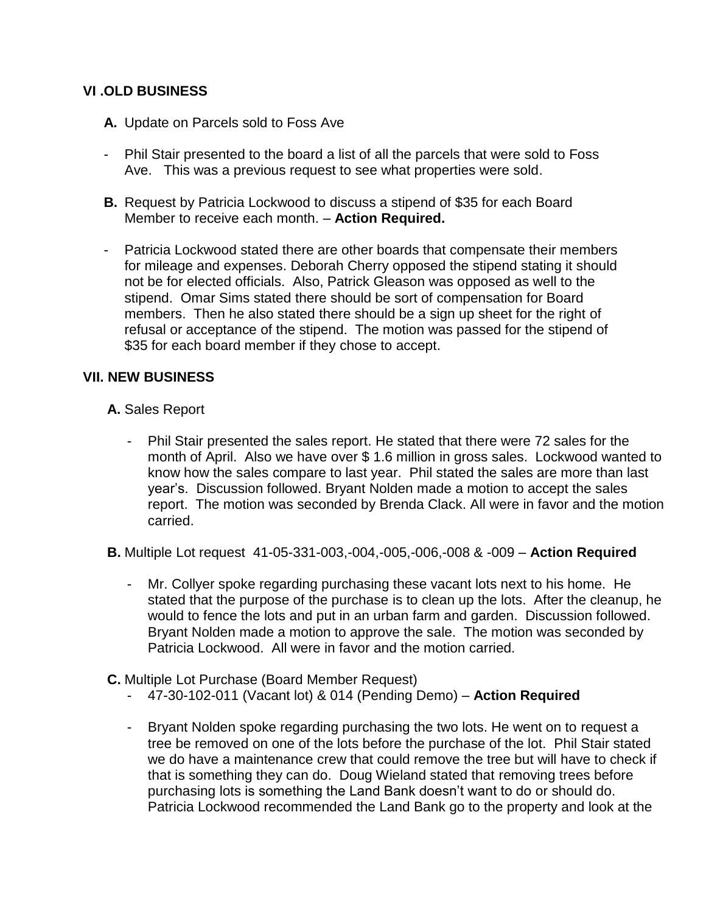## VI .OLD BUSINESS

**A.** Update on Parcels sold to Foss Ave

- Phil Stair presented to the board a list of all the parcels that were sold to Foss Ave. This was a previous request to see what properties were sold.

**B.** Request by Patricia Lockwood to discuss a stipend of $35 for each Board Member to receive each month. – **Action Required.**

- Patricia Lockwood stated there are other boards that compensate their members for mileage and expenses. Deborah Cherry opposed the stipend stating it should not be for elected officials. Also, Patrick Gleason was opposed as well to the stipend. Omar Sims stated there should be sort of compensation for Board members. Then he also stated there should be a sign up sheet for the right of refusal or acceptance of the stipend. The motion was passed for the stipend of $35 for each board member if they chose to accept.

## VII. NEW BUSINESS

**A.** Sales Report

- Phil Stair presented the sales report. He stated that there were 72 sales for the month of April. Also we have over $ 1.6 million in gross sales. Lockwood wanted to know how the sales compare to last year. Phil stated the sales are more than last year's. Discussion followed. Bryant Nolden made a motion to accept the sales report. The motion was seconded by Brenda Clack. All were in favor and the motion carried.

**B.** Multiple Lot request 41-05-331-003,-004,-005,-006,-008 & -009 – **Action Required**

- Mr. Collyer spoke regarding purchasing these vacant lots next to his home. He stated that the purpose of the purchase is to clean up the lots. After the cleanup, he would to fence the lots and put in an urban farm and garden. Discussion followed. Bryant Nolden made a motion to approve the sale. The motion was seconded by Patricia Lockwood. All were in favor and the motion carried.

**C.** Multiple Lot Purchase (Board Member Request)

- 47-30-102-011 (Vacant lot) & 014 (Pending Demo) – **Action Required**

- Bryant Nolden spoke regarding purchasing the two lots. He went on to request a tree be removed on one of the lots before the purchase of the lot. Phil Stair stated we do have a maintenance crew that could remove the tree but will have to check if that is something they can do. Doug Wieland stated that removing trees before purchasing lots is something the Land Bank doesn't want to do or should do. Patricia Lockwood recommended the Land Bank go to the property and look at the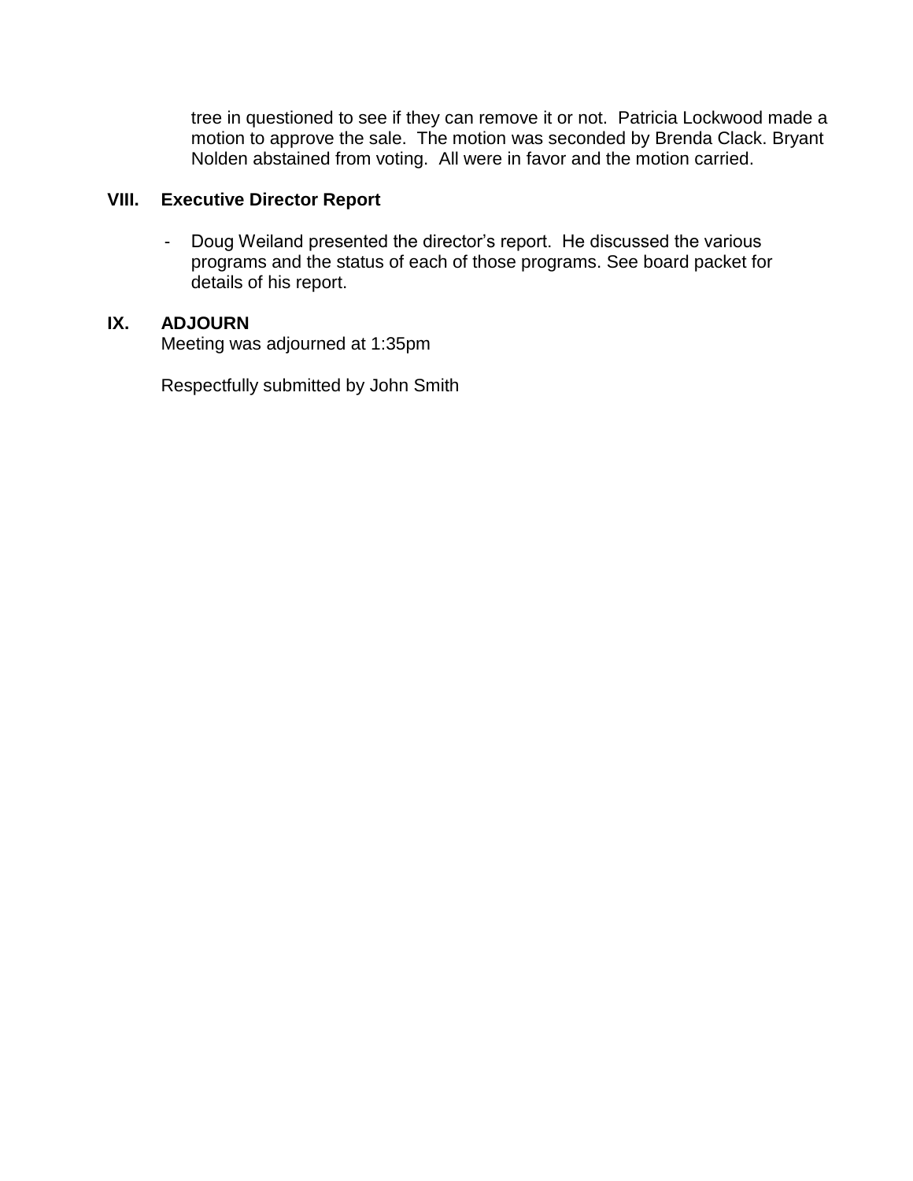tree in questioned to see if they can remove it or not. Patricia Lockwood made a motion to approve the sale. The motion was seconded by Brenda Clack. Bryant Nolden abstained from voting. All were in favor and the motion carried.

## VIII. Executive Director Report

- Doug Weiland presented the director's report. He discussed the various programs and the status of each of those programs. See board packet for details of his report.

## IX. ADJOURN

Meeting was adjourned at 1:35pm

Respectfully submitted by John Smith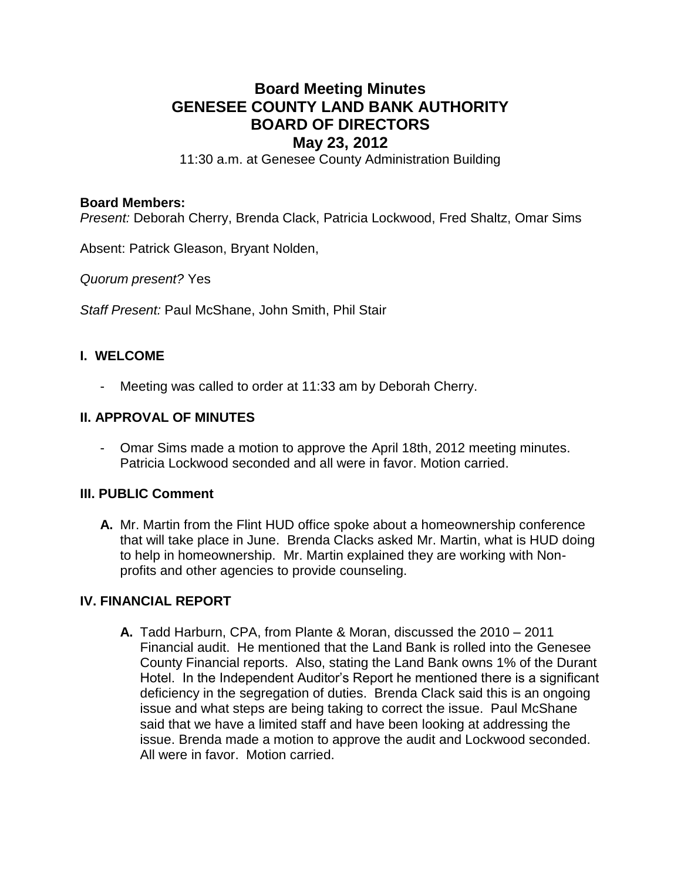# Board Meeting Minutes
# GENESEE COUNTY LAND BANK AUTHORITY
# BOARD OF DIRECTORS
## May 23, 2012

11:30 a.m. at Genesee County Administration Building

**Board Members:**
*Present:* Deborah Cherry, Brenda Clack, Patricia Lockwood, Fred Shaltz, Omar Sims

Absent: Patrick Gleason, Bryant Nolden,

*Quorum present?* Yes

*Staff Present:* Paul McShane, John Smith, Phil Stair

### I. WELCOME

- Meeting was called to order at 11:33 am by Deborah Cherry.

### II. APPROVAL OF MINUTES

- Omar Sims made a motion to approve the April 18th, 2012 meeting minutes. Patricia Lockwood seconded and all were in favor. Motion carried.

### III. PUBLIC Comment

**A.** Mr. Martin from the Flint HUD office spoke about a homeownership conference that will take place in June. Brenda Clacks asked Mr. Martin, what is HUD doing to help in homeownership. Mr. Martin explained they are working with Non-profits and other agencies to provide counseling.

### IV. FINANCIAL REPORT

**A.** Tadd Harburn, CPA, from Plante & Moran, discussed the 2010 – 2011 Financial audit. He mentioned that the Land Bank is rolled into the Genesee County Financial reports. Also, stating the Land Bank owns 1% of the Durant Hotel. In the Independent Auditor's Report he mentioned there is a significant deficiency in the segregation of duties. Brenda Clack said this is an ongoing issue and what steps are being taking to correct the issue. Paul McShane said that we have a limited staff and have been looking at addressing the issue. Brenda made a motion to approve the audit and Lockwood seconded. All were in favor. Motion carried.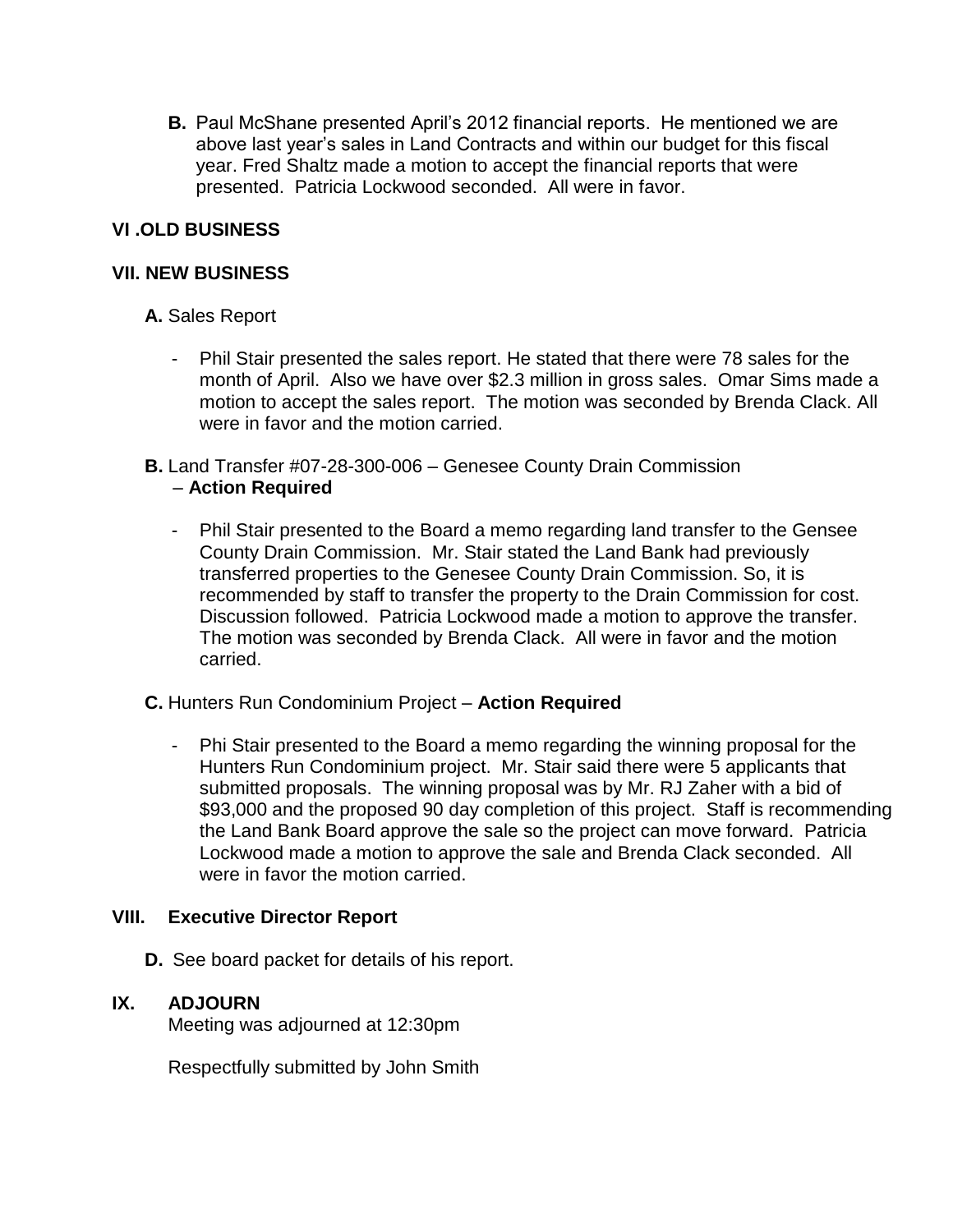**B.** Paul McShane presented April's 2012 financial reports. He mentioned we are above last year's sales in Land Contracts and within our budget for this fiscal year. Fred Shaltz made a motion to accept the financial reports that were presented. Patricia Lockwood seconded. All were in favor.

## VI .OLD BUSINESS

## VII. NEW BUSINESS

**A.** Sales Report

- Phil Stair presented the sales report. He stated that there were 78 sales for the month of April. Also we have over $2.3 million in gross sales. Omar Sims made a motion to accept the sales report. The motion was seconded by Brenda Clack. All were in favor and the motion carried.

**B.** Land Transfer #07-28-300-006 – Genesee County Drain Commission – **Action Required**

- Phil Stair presented to the Board a memo regarding land transfer to the Gensee County Drain Commission. Mr. Stair stated the Land Bank had previously transferred properties to the Genesee County Drain Commission. So, it is recommended by staff to transfer the property to the Drain Commission for cost. Discussion followed. Patricia Lockwood made a motion to approve the transfer. The motion was seconded by Brenda Clack. All were in favor and the motion carried.

**C.** Hunters Run Condominium Project – **Action Required**

- Phi Stair presented to the Board a memo regarding the winning proposal for the Hunters Run Condominium project. Mr. Stair said there were 5 applicants that submitted proposals. The winning proposal was by Mr. RJ Zaher with a bid of $93,000 and the proposed 90 day completion of this project. Staff is recommending the Land Bank Board approve the sale so the project can move forward. Patricia Lockwood made a motion to approve the sale and Brenda Clack seconded. All were in favor the motion carried.

## VIII. Executive Director Report

**D.** See board packet for details of his report.

## IX. ADJOURN

Meeting was adjourned at 12:30pm

Respectfully submitted by John Smith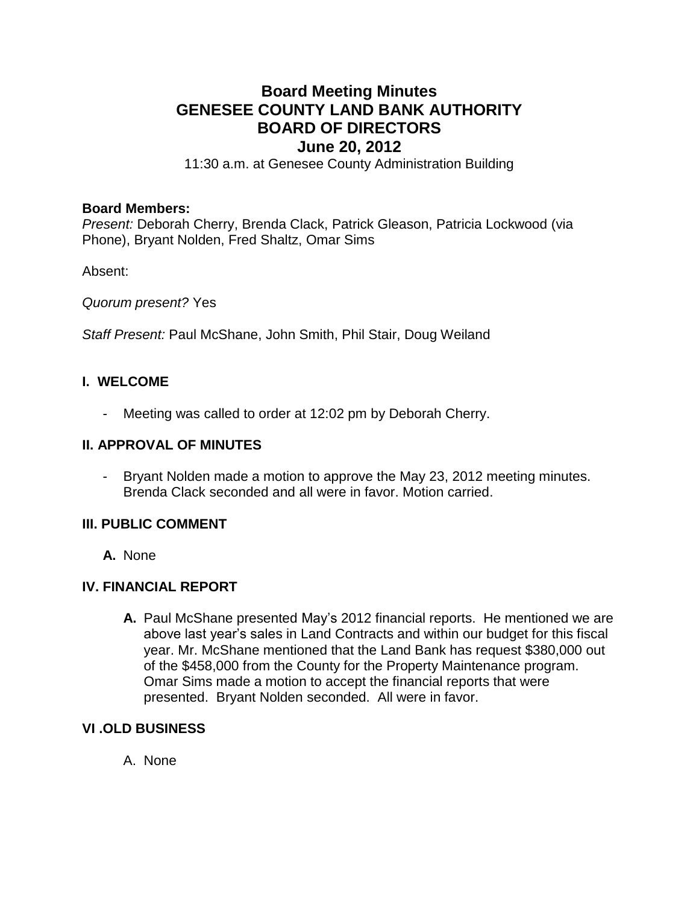# Board Meeting Minutes
# GENESEE COUNTY LAND BANK AUTHORITY
# BOARD OF DIRECTORS
# June 20, 2012

11:30 a.m. at Genesee County Administration Building

**Board Members:**
*Present:* Deborah Cherry, Brenda Clack, Patrick Gleason, Patricia Lockwood (via Phone), Bryant Nolden, Fred Shaltz, Omar Sims

Absent:

*Quorum present?* Yes

*Staff Present:* Paul McShane, John Smith, Phil Stair, Doug Weiland

## I. WELCOME

- Meeting was called to order at 12:02 pm by Deborah Cherry.

## II. APPROVAL OF MINUTES

- Bryant Nolden made a motion to approve the May 23, 2012 meeting minutes. Brenda Clack seconded and all were in favor. Motion carried.

## III. PUBLIC COMMENT

**A.** None

## IV. FINANCIAL REPORT

**A.** Paul McShane presented May's 2012 financial reports. He mentioned we are above last year's sales in Land Contracts and within our budget for this fiscal year. Mr. McShane mentioned that the Land Bank has request $380,000 out of the $458,000 from the County for the Property Maintenance program. Omar Sims made a motion to accept the financial reports that were presented. Bryant Nolden seconded. All were in favor.

## VI .OLD BUSINESS

A. None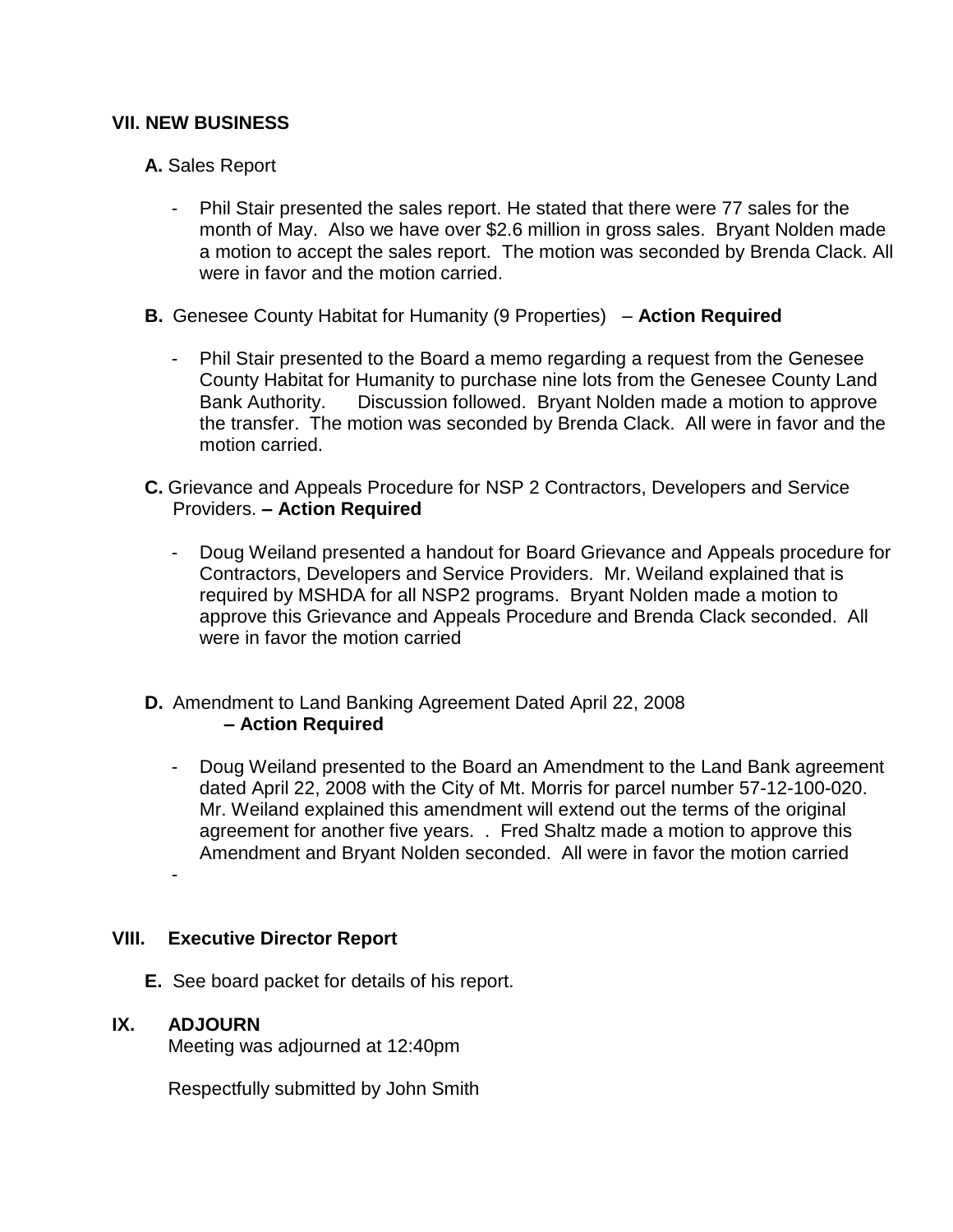## VII. NEW BUSINESS

**A.** Sales Report

- Phil Stair presented the sales report. He stated that there were 77 sales for the month of May. Also we have over $2.6 million in gross sales. Bryant Nolden made a motion to accept the sales report. The motion was seconded by Brenda Clack. All were in favor and the motion carried.

**B.** Genesee County Habitat for Humanity (9 Properties) – **Action Required**

- Phil Stair presented to the Board a memo regarding a request from the Genesee County Habitat for Humanity to purchase nine lots from the Genesee County Land Bank Authority. Discussion followed. Bryant Nolden made a motion to approve the transfer. The motion was seconded by Brenda Clack. All were in favor and the motion carried.

**C.** Grievance and Appeals Procedure for NSP 2 Contractors, Developers and Service Providers. **– Action Required**

- Doug Weiland presented a handout for Board Grievance and Appeals procedure for Contractors, Developers and Service Providers. Mr. Weiland explained that is required by MSHDA for all NSP2 programs. Bryant Nolden made a motion to approve this Grievance and Appeals Procedure and Brenda Clack seconded. All were in favor the motion carried

**D.** Amendment to Land Banking Agreement Dated April 22, 2008 **– Action Required**

- Doug Weiland presented to the Board an Amendment to the Land Bank agreement dated April 22, 2008 with the City of Mt. Morris for parcel number 57-12-100-020. Mr. Weiland explained this amendment will extend out the terms of the original agreement for another five years. . Fred Shaltz made a motion to approve this Amendment and Bryant Nolden seconded. All were in favor the motion carried
-

## VIII. Executive Director Report

**E.** See board packet for details of his report.

## IX. ADJOURN

Meeting was adjourned at 12:40pm

Respectfully submitted by John Smith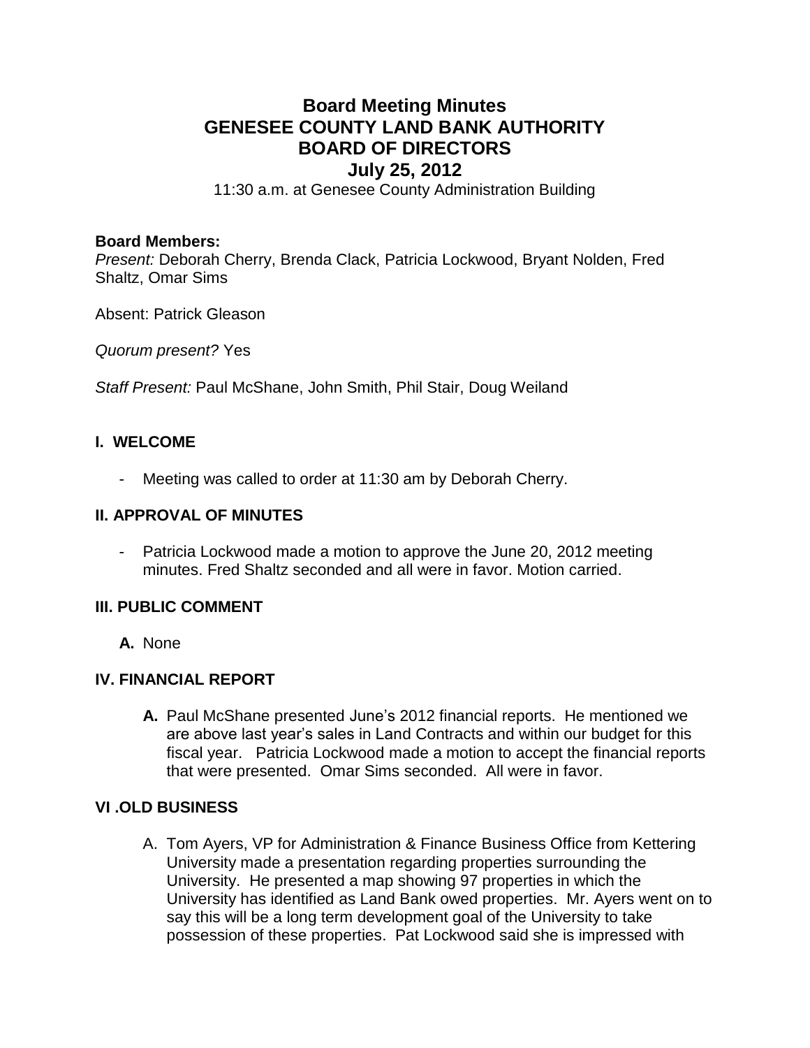# Board Meeting Minutes
# GENESEE COUNTY LAND BANK AUTHORITY
# BOARD OF DIRECTORS
# July 25, 2012

11:30 a.m. at Genesee County Administration Building

**Board Members:**
*Present:* Deborah Cherry, Brenda Clack, Patricia Lockwood, Bryant Nolden, Fred Shaltz, Omar Sims

Absent: Patrick Gleason

*Quorum present?* Yes

*Staff Present:* Paul McShane, John Smith, Phil Stair, Doug Weiland

## I. WELCOME

- Meeting was called to order at 11:30 am by Deborah Cherry.

## II. APPROVAL OF MINUTES

- Patricia Lockwood made a motion to approve the June 20, 2012 meeting minutes. Fred Shaltz seconded and all were in favor. Motion carried.

## III. PUBLIC COMMENT

**A.** None

## IV. FINANCIAL REPORT

**A.** Paul McShane presented June's 2012 financial reports. He mentioned we are above last year's sales in Land Contracts and within our budget for this fiscal year. Patricia Lockwood made a motion to accept the financial reports that were presented. Omar Sims seconded. All were in favor.

## VI .OLD BUSINESS

A. Tom Ayers, VP for Administration & Finance Business Office from Kettering University made a presentation regarding properties surrounding the University. He presented a map showing 97 properties in which the University has identified as Land Bank owed properties. Mr. Ayers went on to say this will be a long term development goal of the University to take possession of these properties. Pat Lockwood said she is impressed with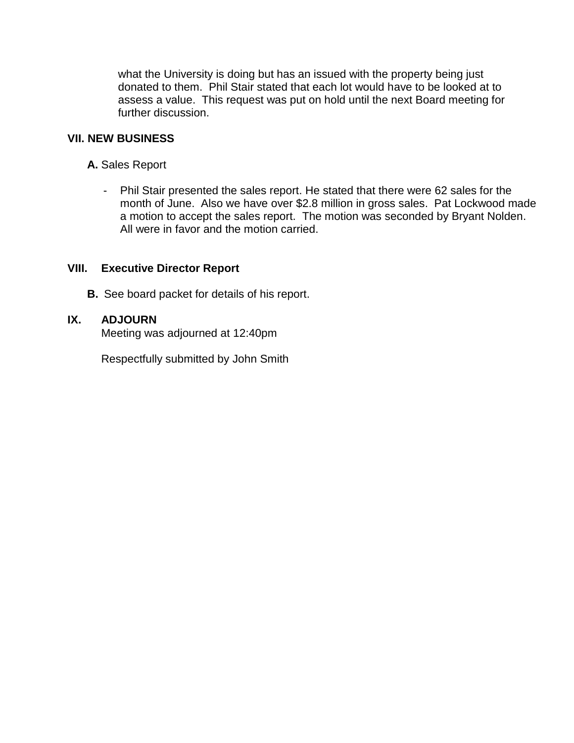what the University is doing but has an issued with the property being just donated to them. Phil Stair stated that each lot would have to be looked at to assess a value. This request was put on hold until the next Board meeting for further discussion.

**VII. NEW BUSINESS**

**A.** Sales Report

- Phil Stair presented the sales report. He stated that there were 62 sales for the month of June. Also we have over $2.8 million in gross sales. Pat Lockwood made a motion to accept the sales report. The motion was seconded by Bryant Nolden. All were in favor and the motion carried.

**VIII. Executive Director Report**

**B.** See board packet for details of his report.

**IX. ADJOURN**

Meeting was adjourned at 12:40pm

Respectfully submitted by John Smith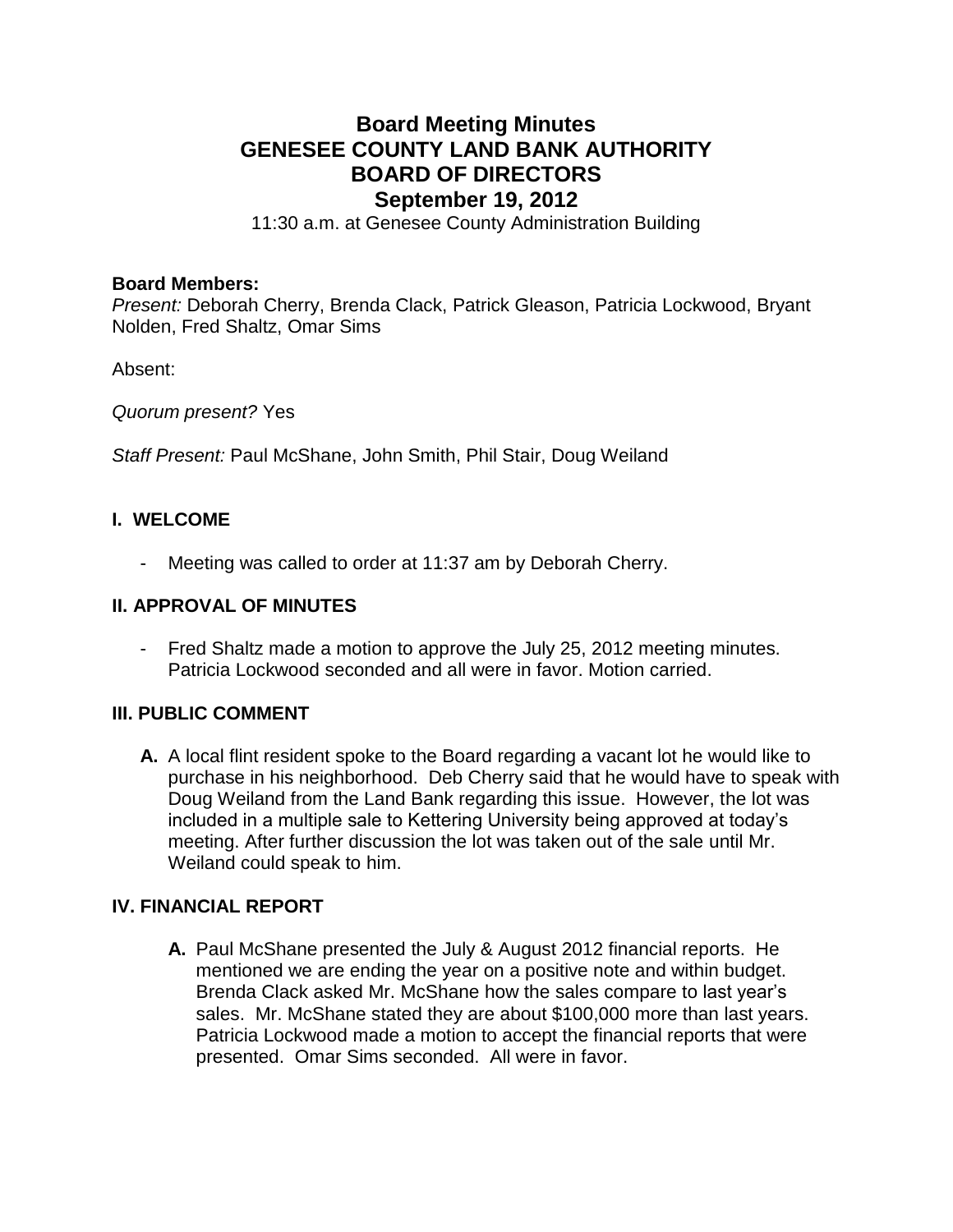# Board Meeting Minutes
# GENESEE COUNTY LAND BANK AUTHORITY
# BOARD OF DIRECTORS
# September 19, 2012

11:30 a.m. at Genesee County Administration Building

**Board Members:**

*Present:* Deborah Cherry, Brenda Clack, Patrick Gleason, Patricia Lockwood, Bryant Nolden, Fred Shaltz, Omar Sims

Absent:

*Quorum present?* Yes

*Staff Present:* Paul McShane, John Smith, Phil Stair, Doug Weiland

## I. WELCOME

- Meeting was called to order at 11:37 am by Deborah Cherry.

## II. APPROVAL OF MINUTES

- Fred Shaltz made a motion to approve the July 25, 2012 meeting minutes. Patricia Lockwood seconded and all were in favor. Motion carried.

## III. PUBLIC COMMENT

**A.** A local flint resident spoke to the Board regarding a vacant lot he would like to purchase in his neighborhood. Deb Cherry said that he would have to speak with Doug Weiland from the Land Bank regarding this issue. However, the lot was included in a multiple sale to Kettering University being approved at today's meeting. After further discussion the lot was taken out of the sale until Mr. Weiland could speak to him.

## IV. FINANCIAL REPORT

**A.** Paul McShane presented the July & August 2012 financial reports. He mentioned we are ending the year on a positive note and within budget. Brenda Clack asked Mr. McShane how the sales compare to last year's sales. Mr. McShane stated they are about $100,000 more than last years. Patricia Lockwood made a motion to accept the financial reports that were presented. Omar Sims seconded. All were in favor.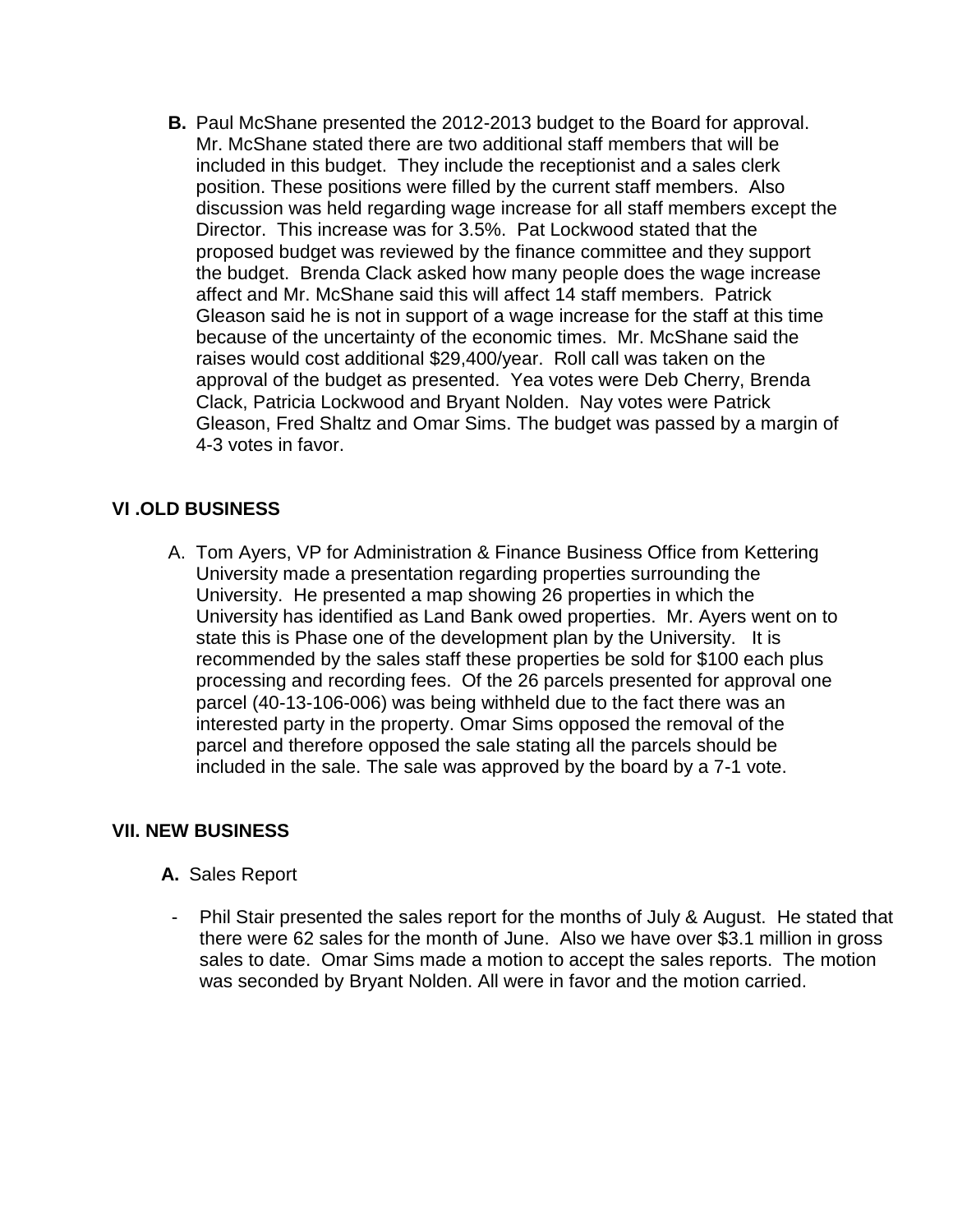**B.** Paul McShane presented the 2012-2013 budget to the Board for approval. Mr. McShane stated there are two additional staff members that will be included in this budget. They include the receptionist and a sales clerk position. These positions were filled by the current staff members. Also discussion was held regarding wage increase for all staff members except the Director. This increase was for 3.5%. Pat Lockwood stated that the proposed budget was reviewed by the finance committee and they support the budget. Brenda Clack asked how many people does the wage increase affect and Mr. McShane said this will affect 14 staff members. Patrick Gleason said he is not in support of a wage increase for the staff at this time because of the uncertainty of the economic times. Mr. McShane said the raises would cost additional $29,400/year. Roll call was taken on the approval of the budget as presented. Yea votes were Deb Cherry, Brenda Clack, Patricia Lockwood and Bryant Nolden. Nay votes were Patrick Gleason, Fred Shaltz and Omar Sims. The budget was passed by a margin of 4-3 votes in favor.

## VI .OLD BUSINESS

A. Tom Ayers, VP for Administration & Finance Business Office from Kettering University made a presentation regarding properties surrounding the University. He presented a map showing 26 properties in which the University has identified as Land Bank owed properties. Mr. Ayers went on to state this is Phase one of the development plan by the University. It is recommended by the sales staff these properties be sold for $100 each plus processing and recording fees. Of the 26 parcels presented for approval one parcel (40-13-106-006) was being withheld due to the fact there was an interested party in the property. Omar Sims opposed the removal of the parcel and therefore opposed the sale stating all the parcels should be included in the sale. The sale was approved by the board by a 7-1 vote.

## VII. NEW BUSINESS

**A.** Sales Report

- Phil Stair presented the sales report for the months of July & August. He stated that there were 62 sales for the month of June. Also we have over $3.1 million in gross sales to date. Omar Sims made a motion to accept the sales reports. The motion was seconded by Bryant Nolden. All were in favor and the motion carried.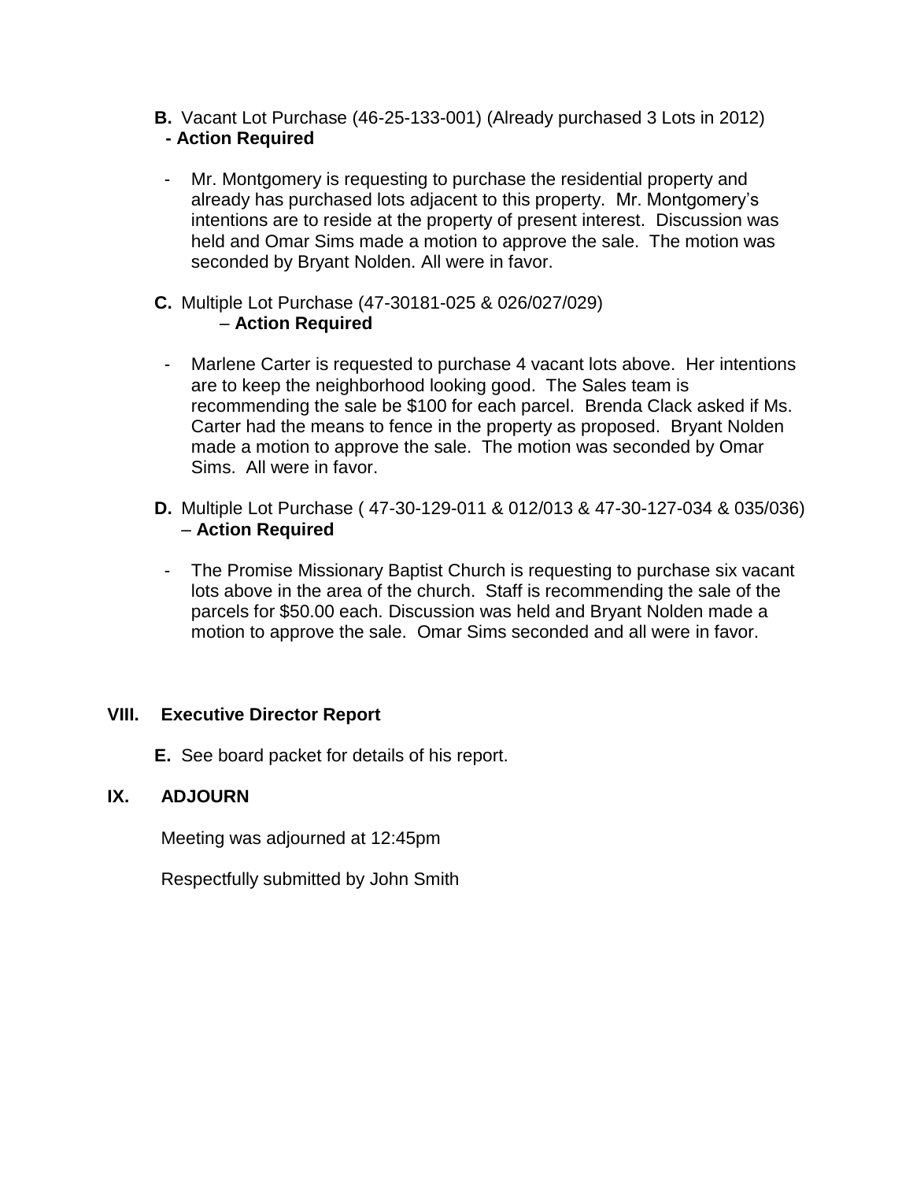**B.** Vacant Lot Purchase (46-25-133-001) (Already purchased 3 Lots in 2012) **- Action Required**

- Mr. Montgomery is requesting to purchase the residential property and already has purchased lots adjacent to this property. Mr. Montgomery's intentions are to reside at the property of present interest. Discussion was held and Omar Sims made a motion to approve the sale. The motion was seconded by Bryant Nolden. All were in favor.

**C.** Multiple Lot Purchase (47-30181-025 & 026/027/029) – **Action Required**

- Marlene Carter is requested to purchase 4 vacant lots above. Her intentions are to keep the neighborhood looking good. The Sales team is recommending the sale be $100 for each parcel. Brenda Clack asked if Ms. Carter had the means to fence in the property as proposed. Bryant Nolden made a motion to approve the sale. The motion was seconded by Omar Sims. All were in favor.

**D.** Multiple Lot Purchase ( 47-30-129-011 & 012/013 & 47-30-127-034 & 035/036) – **Action Required**

- The Promise Missionary Baptist Church is requesting to purchase six vacant lots above in the area of the church. Staff is recommending the sale of the parcels for $50.00 each. Discussion was held and Bryant Nolden made a motion to approve the sale. Omar Sims seconded and all were in favor.

## VIII. Executive Director Report

**E.** See board packet for details of his report.

## IX. ADJOURN

Meeting was adjourned at 12:45pm

Respectfully submitted by John Smith